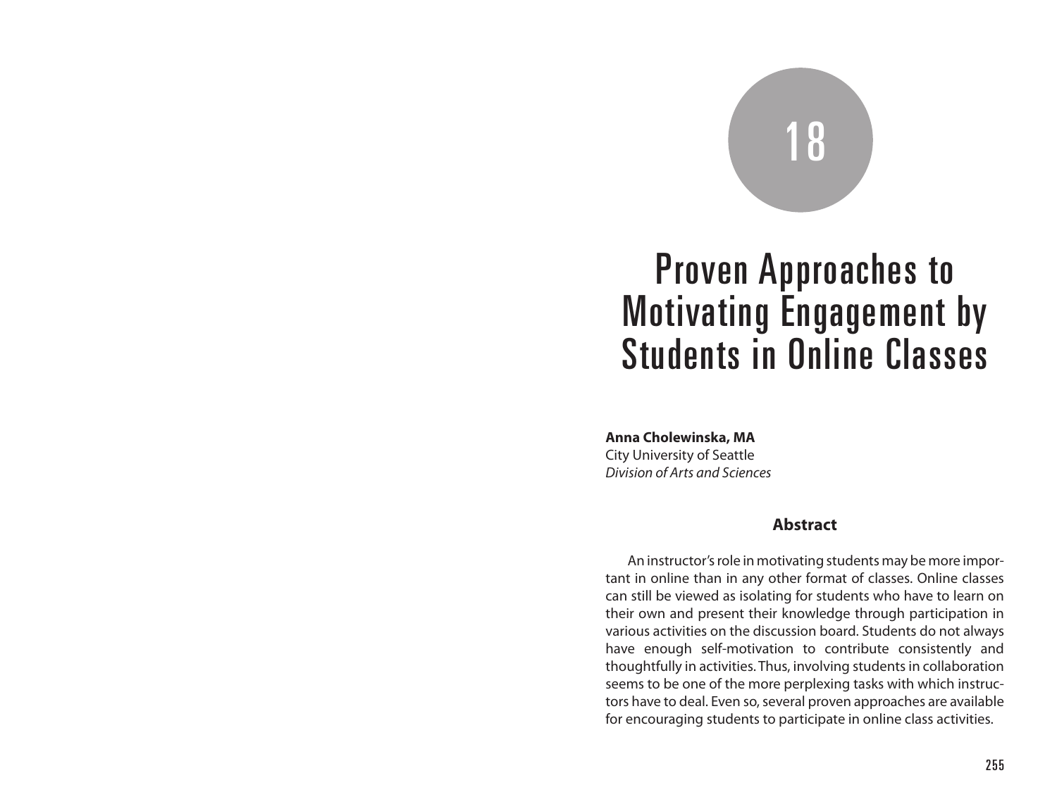18

# Proven Approaches to Motivating Engagement by Students in Online Classes

**Anna Cholewinska, MA**
City University of Seattle
*Division of Arts and Sciences*

## Abstract

An instructor's role in motivating students may be more important in online than in any other format of classes. Online classes can still be viewed as isolating for students who have to learn on their own and present their knowledge through participation in various activities on the discussion board. Students do not always have enough self-motivation to contribute consistently and thoughtfully in activities. Thus, involving students in collaboration seems to be one of the more perplexing tasks with which instructors have to deal. Even so, several proven approaches are available for encouraging students to participate in online class activities.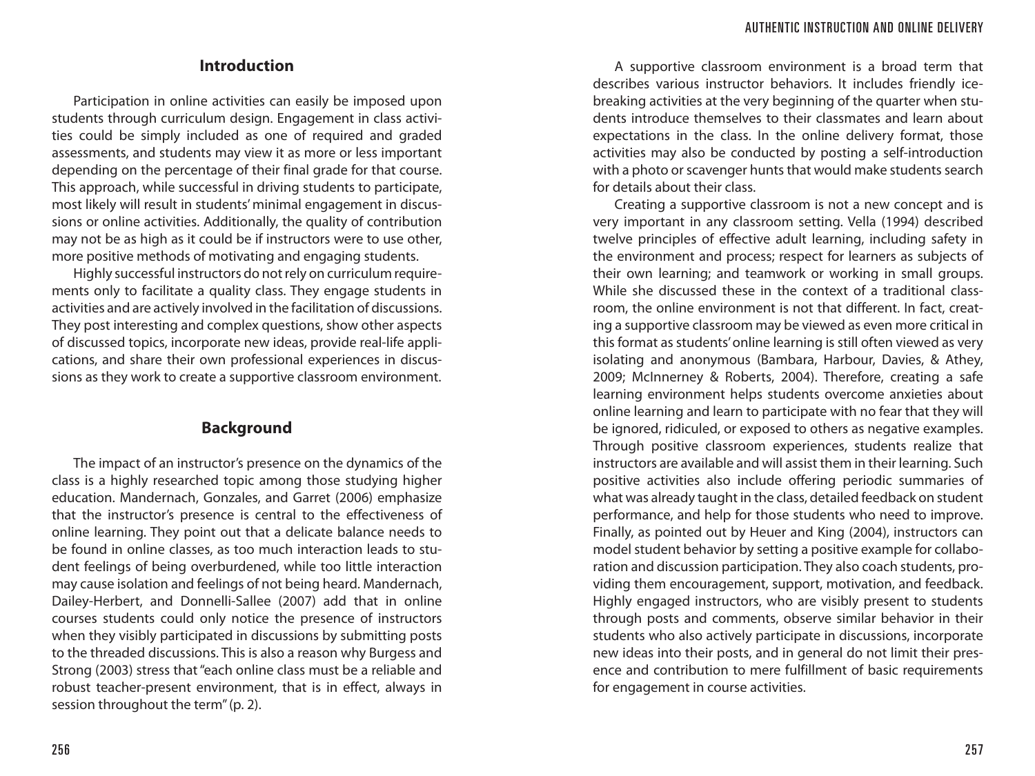## Introduction

Participation in online activities can easily be imposed upon students through curriculum design. Engagement in class activities could be simply included as one of required and graded assessments, and students may view it as more or less important depending on the percentage of their final grade for that course. This approach, while successful in driving students to participate, most likely will result in students' minimal engagement in discussions or online activities. Additionally, the quality of contribution may not be as high as it could be if instructors were to use other, more positive methods of motivating and engaging students.

Highly successful instructors do not rely on curriculum requirements only to facilitate a quality class. They engage students in activities and are actively involved in the facilitation of discussions. They post interesting and complex questions, show other aspects of discussed topics, incorporate new ideas, provide real-life applications, and share their own professional experiences in discussions as they work to create a supportive classroom environment.

## Background

The impact of an instructor's presence on the dynamics of the class is a highly researched topic among those studying higher education. Mandernach, Gonzales, and Garret (2006) emphasize that the instructor's presence is central to the effectiveness of online learning. They point out that a delicate balance needs to be found in online classes, as too much interaction leads to student feelings of being overburdened, while too little interaction may cause isolation and feelings of not being heard. Mandernach, Dailey-Herbert, and Donnelli-Sallee (2007) add that in online courses students could only notice the presence of instructors when they visibly participated in discussions by submitting posts to the threaded discussions. This is also a reason why Burgess and Strong (2003) stress that "each online class must be a reliable and robust teacher-present environment, that is in effect, always in session throughout the term" (p. 2).

A supportive classroom environment is a broad term that describes various instructor behaviors. It includes friendly ice-breaking activities at the very beginning of the quarter when students introduce themselves to their classmates and learn about expectations in the class. In the online delivery format, those activities may also be conducted by posting a self-introduction with a photo or scavenger hunts that would make students search for details about their class.

Creating a supportive classroom is not a new concept and is very important in any classroom setting. Vella (1994) described twelve principles of effective adult learning, including safety in the environment and process; respect for learners as subjects of their own learning; and teamwork or working in small groups. While she discussed these in the context of a traditional classroom, the online environment is not that different. In fact, creating a supportive classroom may be viewed as even more critical in this format as students' online learning is still often viewed as very isolating and anonymous (Bambara, Harbour, Davies, & Athey, 2009; McInnerney & Roberts, 2004). Therefore, creating a safe learning environment helps students overcome anxieties about online learning and learn to participate with no fear that they will be ignored, ridiculed, or exposed to others as negative examples. Through positive classroom experiences, students realize that instructors are available and will assist them in their learning. Such positive activities also include offering periodic summaries of what was already taught in the class, detailed feedback on student performance, and help for those students who need to improve. Finally, as pointed out by Heuer and King (2004), instructors can model student behavior by setting a positive example for collaboration and discussion participation. They also coach students, providing them encouragement, support, motivation, and feedback. Highly engaged instructors, who are visibly present to students through posts and comments, observe similar behavior in their students who also actively participate in discussions, incorporate new ideas into their posts, and in general do not limit their presence and contribution to mere fulfillment of basic requirements for engagement in course activities.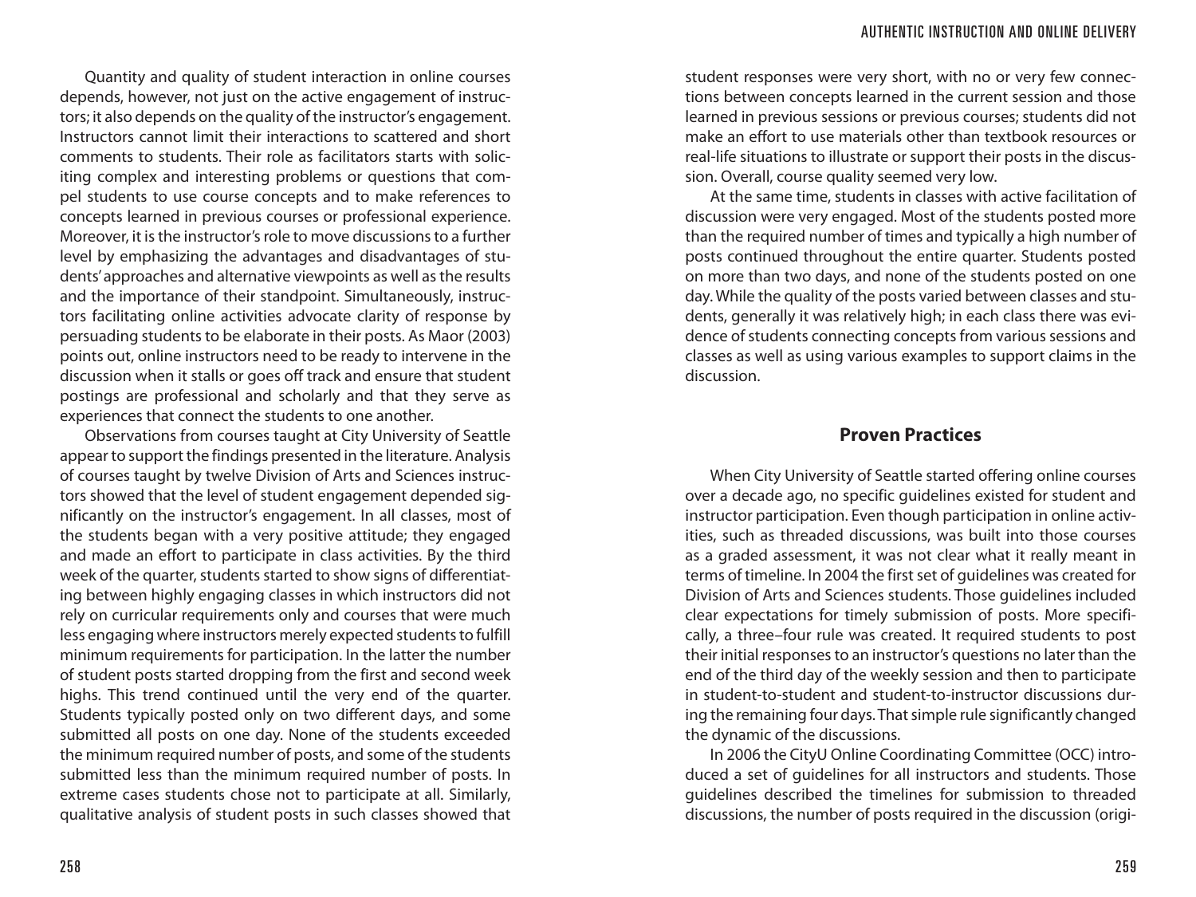Quantity and quality of student interaction in online courses depends, however, not just on the active engagement of instructors; it also depends on the quality of the instructor's engagement. Instructors cannot limit their interactions to scattered and short comments to students. Their role as facilitators starts with soliciting complex and interesting problems or questions that compel students to use course concepts and to make references to concepts learned in previous courses or professional experience. Moreover, it is the instructor's role to move discussions to a further level by emphasizing the advantages and disadvantages of students' approaches and alternative viewpoints as well as the results and the importance of their standpoint. Simultaneously, instructors facilitating online activities advocate clarity of response by persuading students to be elaborate in their posts. As Maor (2003) points out, online instructors need to be ready to intervene in the discussion when it stalls or goes off track and ensure that student postings are professional and scholarly and that they serve as experiences that connect the students to one another.

Observations from courses taught at City University of Seattle appear to support the findings presented in the literature. Analysis of courses taught by twelve Division of Arts and Sciences instructors showed that the level of student engagement depended significantly on the instructor's engagement. In all classes, most of the students began with a very positive attitude; they engaged and made an effort to participate in class activities. By the third week of the quarter, students started to show signs of differentiating between highly engaging classes in which instructors did not rely on curricular requirements only and courses that were much less engaging where instructors merely expected students to fulfill minimum requirements for participation. In the latter the number of student posts started dropping from the first and second week highs. This trend continued until the very end of the quarter. Students typically posted only on two different days, and some submitted all posts on one day. None of the students exceeded the minimum required number of posts, and some of the students submitted less than the minimum required number of posts. In extreme cases students chose not to participate at all. Similarly, qualitative analysis of student posts in such classes showed that student responses were very short, with no or very few connections between concepts learned in the current session and those learned in previous sessions or previous courses; students did not make an effort to use materials other than textbook resources or real-life situations to illustrate or support their posts in the discussion. Overall, course quality seemed very low.

At the same time, students in classes with active facilitation of discussion were very engaged. Most of the students posted more than the required number of times and typically a high number of posts continued throughout the entire quarter. Students posted on more than two days, and none of the students posted on one day. While the quality of the posts varied between classes and students, generally it was relatively high; in each class there was evidence of students connecting concepts from various sessions and classes as well as using various examples to support claims in the discussion.

## Proven Practices

When City University of Seattle started offering online courses over a decade ago, no specific guidelines existed for student and instructor participation. Even though participation in online activities, such as threaded discussions, was built into those courses as a graded assessment, it was not clear what it really meant in terms of timeline. In 2004 the first set of guidelines was created for Division of Arts and Sciences students. Those guidelines included clear expectations for timely submission of posts. More specifically, a three–four rule was created. It required students to post their initial responses to an instructor's questions no later than the end of the third day of the weekly session and then to participate in student-to-student and student-to-instructor discussions during the remaining four days. That simple rule significantly changed the dynamic of the discussions.

In 2006 the CityU Online Coordinating Committee (OCC) introduced a set of guidelines for all instructors and students. Those guidelines described the timelines for submission to threaded discussions, the number of posts required in the discussion (origi-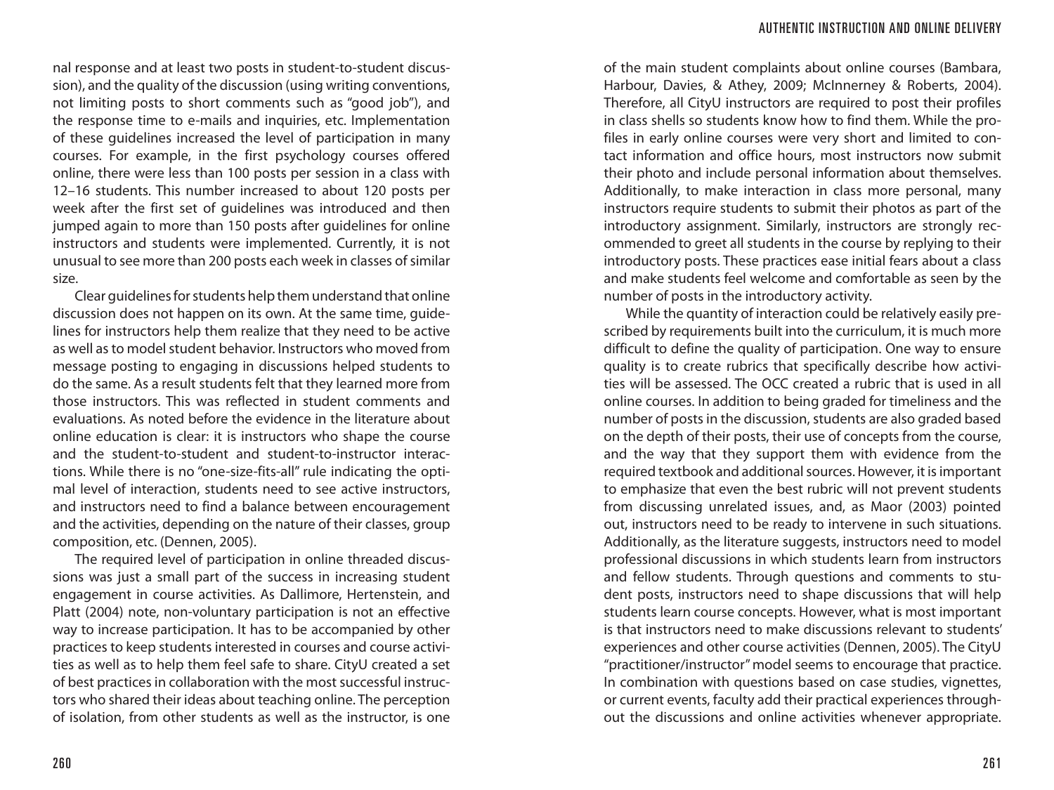nal response and at least two posts in student-to-student discussion), and the quality of the discussion (using writing conventions, not limiting posts to short comments such as "good job"), and the response time to e-mails and inquiries, etc. Implementation of these guidelines increased the level of participation in many courses. For example, in the first psychology courses offered online, there were less than 100 posts per session in a class with 12–16 students. This number increased to about 120 posts per week after the first set of guidelines was introduced and then jumped again to more than 150 posts after guidelines for online instructors and students were implemented. Currently, it is not unusual to see more than 200 posts each week in classes of similar size.

Clear guidelines for students help them understand that online discussion does not happen on its own. At the same time, guidelines for instructors help them realize that they need to be active as well as to model student behavior. Instructors who moved from message posting to engaging in discussions helped students to do the same. As a result students felt that they learned more from those instructors. This was reflected in student comments and evaluations. As noted before the evidence in the literature about online education is clear: it is instructors who shape the course and the student-to-student and student-to-instructor interactions. While there is no "one-size-fits-all" rule indicating the optimal level of interaction, students need to see active instructors, and instructors need to find a balance between encouragement and the activities, depending on the nature of their classes, group composition, etc. (Dennen, 2005).

The required level of participation in online threaded discussions was just a small part of the success in increasing student engagement in course activities. As Dallimore, Hertenstein, and Platt (2004) note, non-voluntary participation is not an effective way to increase participation. It has to be accompanied by other practices to keep students interested in courses and course activities as well as to help them feel safe to share. CityU created a set of best practices in collaboration with the most successful instructors who shared their ideas about teaching online. The perception of isolation, from other students as well as the instructor, is one of the main student complaints about online courses (Bambara, Harbour, Davies, & Athey, 2009; McInnerney & Roberts, 2004). Therefore, all CityU instructors are required to post their profiles in class shells so students know how to find them. While the profiles in early online courses were very short and limited to contact information and office hours, most instructors now submit their photo and include personal information about themselves. Additionally, to make interaction in class more personal, many instructors require students to submit their photos as part of the introductory assignment. Similarly, instructors are strongly recommended to greet all students in the course by replying to their introductory posts. These practices ease initial fears about a class and make students feel welcome and comfortable as seen by the number of posts in the introductory activity.

While the quantity of interaction could be relatively easily prescribed by requirements built into the curriculum, it is much more difficult to define the quality of participation. One way to ensure quality is to create rubrics that specifically describe how activities will be assessed. The OCC created a rubric that is used in all online courses. In addition to being graded for timeliness and the number of posts in the discussion, students are also graded based on the depth of their posts, their use of concepts from the course, and the way that they support them with evidence from the required textbook and additional sources. However, it is important to emphasize that even the best rubric will not prevent students from discussing unrelated issues, and, as Maor (2003) pointed out, instructors need to be ready to intervene in such situations. Additionally, as the literature suggests, instructors need to model professional discussions in which students learn from instructors and fellow students. Through questions and comments to student posts, instructors need to shape discussions that will help students learn course concepts. However, what is most important is that instructors need to make discussions relevant to students' experiences and other course activities (Dennen, 2005). The CityU "practitioner/instructor" model seems to encourage that practice. In combination with questions based on case studies, vignettes, or current events, faculty add their practical experiences throughout the discussions and online activities whenever appropriate.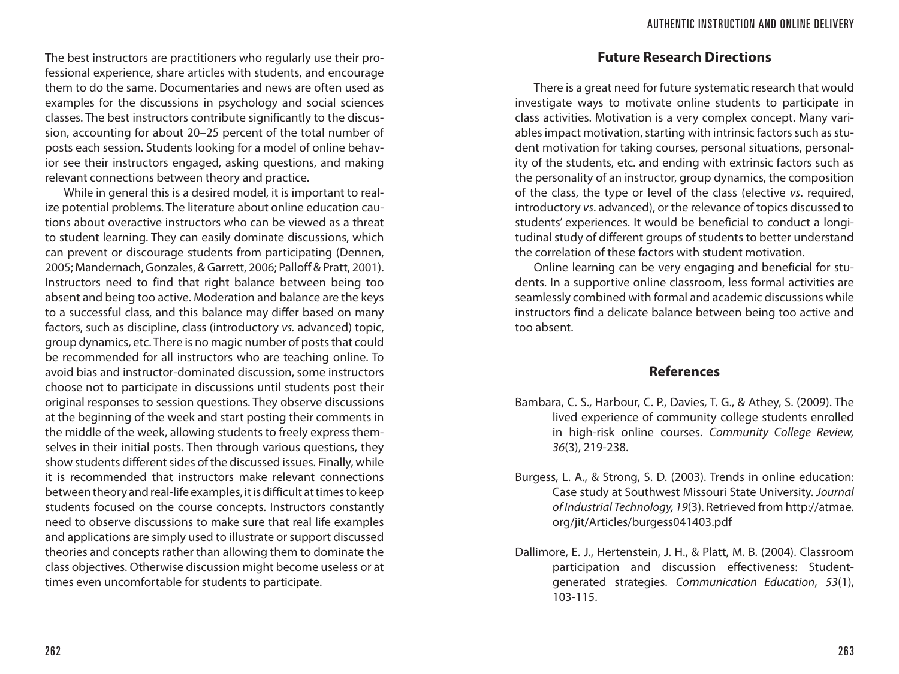The best instructors are practitioners who regularly use their professional experience, share articles with students, and encourage them to do the same. Documentaries and news are often used as examples for the discussions in psychology and social sciences classes. The best instructors contribute significantly to the discussion, accounting for about 20–25 percent of the total number of posts each session. Students looking for a model of online behavior see their instructors engaged, asking questions, and making relevant connections between theory and practice.

While in general this is a desired model, it is important to realize potential problems. The literature about online education cautions about overactive instructors who can be viewed as a threat to student learning. They can easily dominate discussions, which can prevent or discourage students from participating (Dennen, 2005; Mandernach, Gonzales, & Garrett, 2006; Palloff & Pratt, 2001). Instructors need to find that right balance between being too absent and being too active. Moderation and balance are the keys to a successful class, and this balance may differ based on many factors, such as discipline, class (introductory *vs.* advanced) topic, group dynamics, etc. There is no magic number of posts that could be recommended for all instructors who are teaching online. To avoid bias and instructor-dominated discussion, some instructors choose not to participate in discussions until students post their original responses to session questions. They observe discussions at the beginning of the week and start posting their comments in the middle of the week, allowing students to freely express themselves in their initial posts. Then through various questions, they show students different sides of the discussed issues. Finally, while it is recommended that instructors make relevant connections between theory and real-life examples, it is difficult at times to keep students focused on the course concepts. Instructors constantly need to observe discussions to make sure that real life examples and applications are simply used to illustrate or support discussed theories and concepts rather than allowing them to dominate the class objectives. Otherwise discussion might become useless or at times even uncomfortable for students to participate.

## Future Research Directions

There is a great need for future systematic research that would investigate ways to motivate online students to participate in class activities. Motivation is a very complex concept. Many variables impact motivation, starting with intrinsic factors such as student motivation for taking courses, personal situations, personality of the students, etc. and ending with extrinsic factors such as the personality of an instructor, group dynamics, the composition of the class, the type or level of the class (elective *vs*. required, introductory *vs*. advanced), or the relevance of topics discussed to students' experiences. It would be beneficial to conduct a longitudinal study of different groups of students to better understand the correlation of these factors with student motivation.

Online learning can be very engaging and beneficial for students. In a supportive online classroom, less formal activities are seamlessly combined with formal and academic discussions while instructors find a delicate balance between being too active and too absent.

## References

Bambara, C. S., Harbour, C. P., Davies, T. G., & Athey, S. (2009). The lived experience of community college students enrolled in high-risk online courses. *Community College Review, 36*(3), 219-238.

Burgess, L. A., & Strong, S. D. (2003). Trends in online education: Case study at Southwest Missouri State University. *Journal of Industrial Technology, 19*(3). Retrieved from http://atmae.org/jit/Articles/burgess041403.pdf

Dallimore, E. J., Hertenstein, J. H., & Platt, M. B. (2004). Classroom participation and discussion effectiveness: Student-generated strategies. *Communication Education*, *53*(1), 103-115.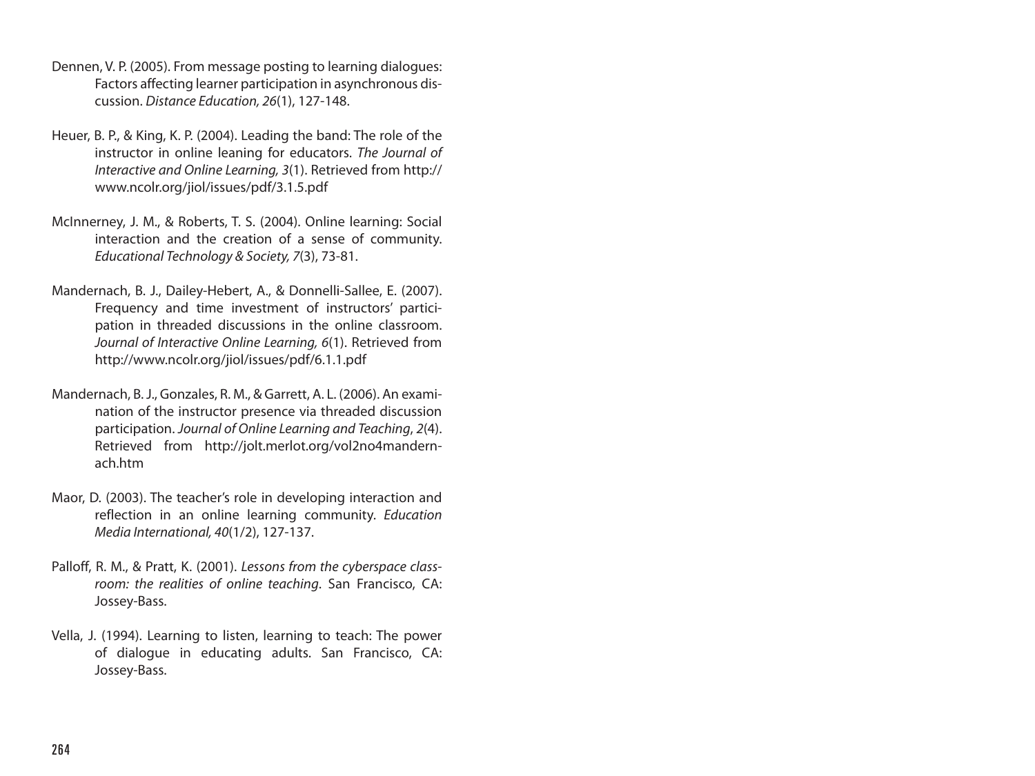Dennen, V. P. (2005). From message posting to learning dialogues: Factors affecting learner participation in asynchronous discussion. *Distance Education, 26*(1), 127-148.

Heuer, B. P., & King, K. P. (2004). Leading the band: The role of the instructor in online leaning for educators. *The Journal of Interactive and Online Learning, 3*(1). Retrieved from http://www.ncolr.org/jiol/issues/pdf/3.1.5.pdf

McInnerney, J. M., & Roberts, T. S. (2004). Online learning: Social interaction and the creation of a sense of community. *Educational Technology & Society, 7*(3), 73-81.

Mandernach, B. J., Dailey-Hebert, A., & Donnelli-Sallee, E. (2007). Frequency and time investment of instructors' participation in threaded discussions in the online classroom. *Journal of Interactive Online Learning, 6*(1). Retrieved from http://www.ncolr.org/jiol/issues/pdf/6.1.1.pdf

Mandernach, B. J., Gonzales, R. M., & Garrett, A. L. (2006). An examination of the instructor presence via threaded discussion participation. *Journal of Online Learning and Teaching*, *2*(4). Retrieved from http://jolt.merlot.org/vol2no4mandernach.htm

Maor, D. (2003). The teacher's role in developing interaction and reflection in an online learning community. *Education Media International, 40*(1/2), 127-137.

Palloff, R. M., & Pratt, K. (2001). *Lessons from the cyberspace classroom: the realities of online teaching*. San Francisco, CA: Jossey-Bass.

Vella, J. (1994). Learning to listen, learning to teach: The power of dialogue in educating adults. San Francisco, CA: Jossey-Bass.